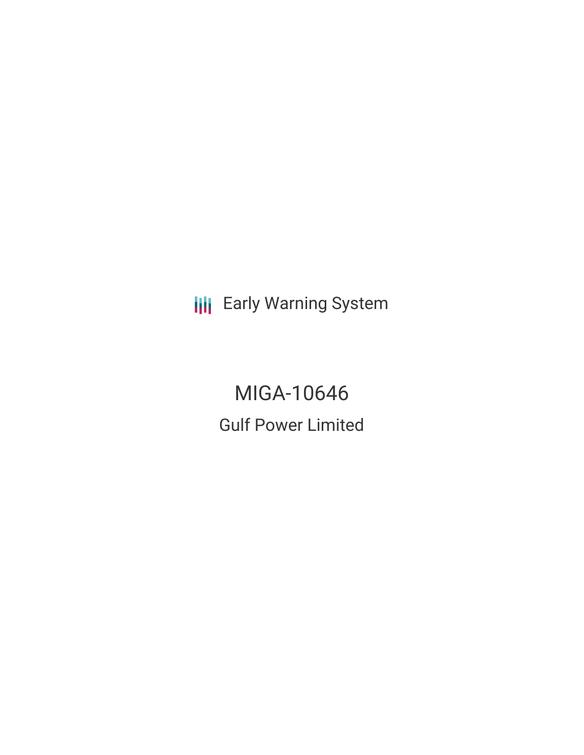Early Warning System

# MIGA-10646

## Gulf Power Limited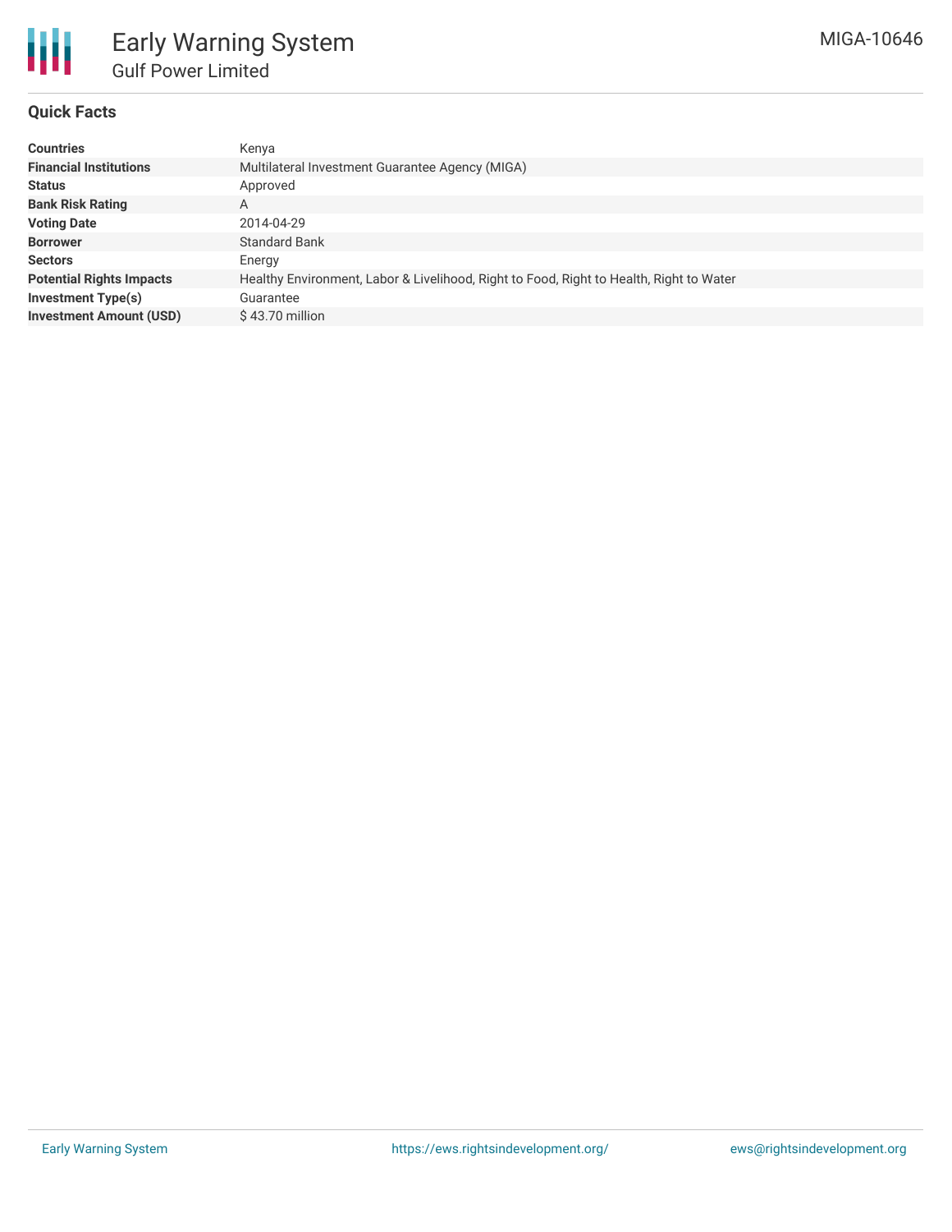# Early Warning System

## Gulf Power Limited

MIGA-10646

### Quick Facts

| | |
|---|---|
| **Countries** | Kenya |
| **Financial Institutions** | Multilateral Investment Guarantee Agency (MIGA) |
| **Status** | Approved |
| **Bank Risk Rating** | A |
| **Voting Date** | 2014-04-29 |
| **Borrower** | Standard Bank |
| **Sectors** | Energy |
| **Potential Rights Impacts** | Healthy Environment, Labor & Livelihood, Right to Food, Right to Health, Right to Water |
| **Investment Type(s)** | Guarantee |
| **Investment Amount (USD)** | $ 43.70 million |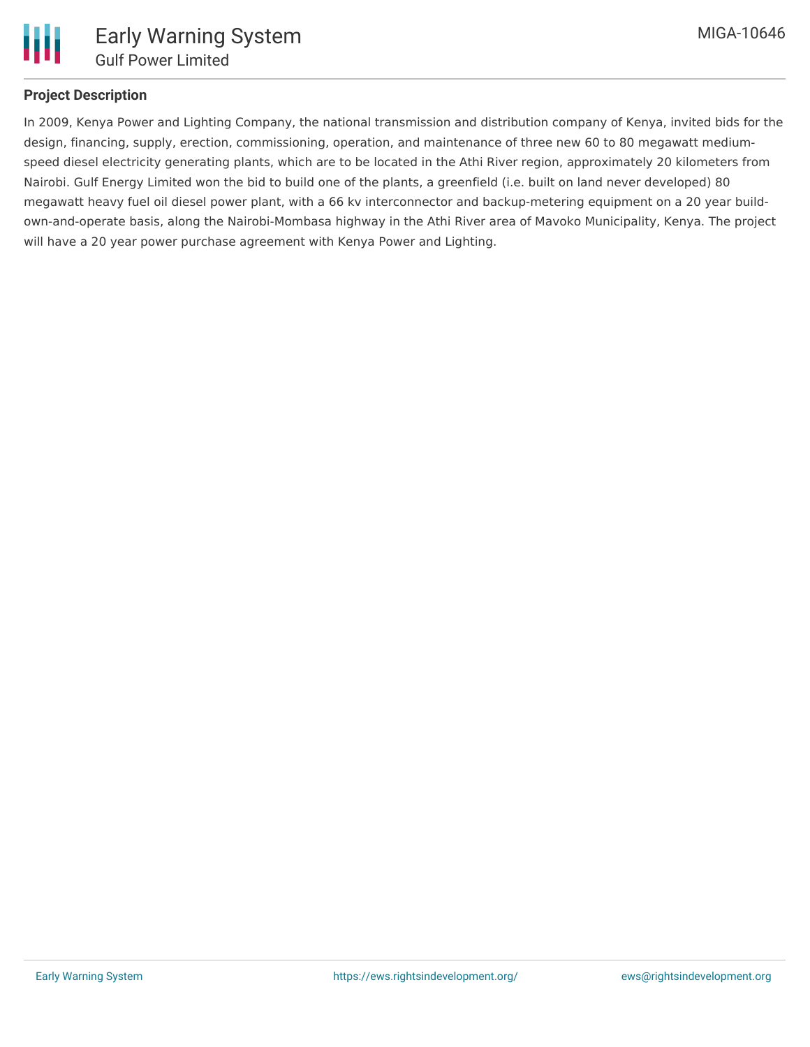## Project Description

In 2009, Kenya Power and Lighting Company, the national transmission and distribution company of Kenya, invited bids for the design, financing, supply, erection, commissioning, operation, and maintenance of three new 60 to 80 megawatt medium-speed diesel electricity generating plants, which are to be located in the Athi River region, approximately 20 kilometers from Nairobi. Gulf Energy Limited won the bid to build one of the plants, a greenfield (i.e. built on land never developed) 80 megawatt heavy fuel oil diesel power plant, with a 66 kv interconnector and backup-metering equipment on a 20 year build-own-and-operate basis, along the Nairobi-Mombasa highway in the Athi River area of Mavoko Municipality, Kenya. The project will have a 20 year power purchase agreement with Kenya Power and Lighting.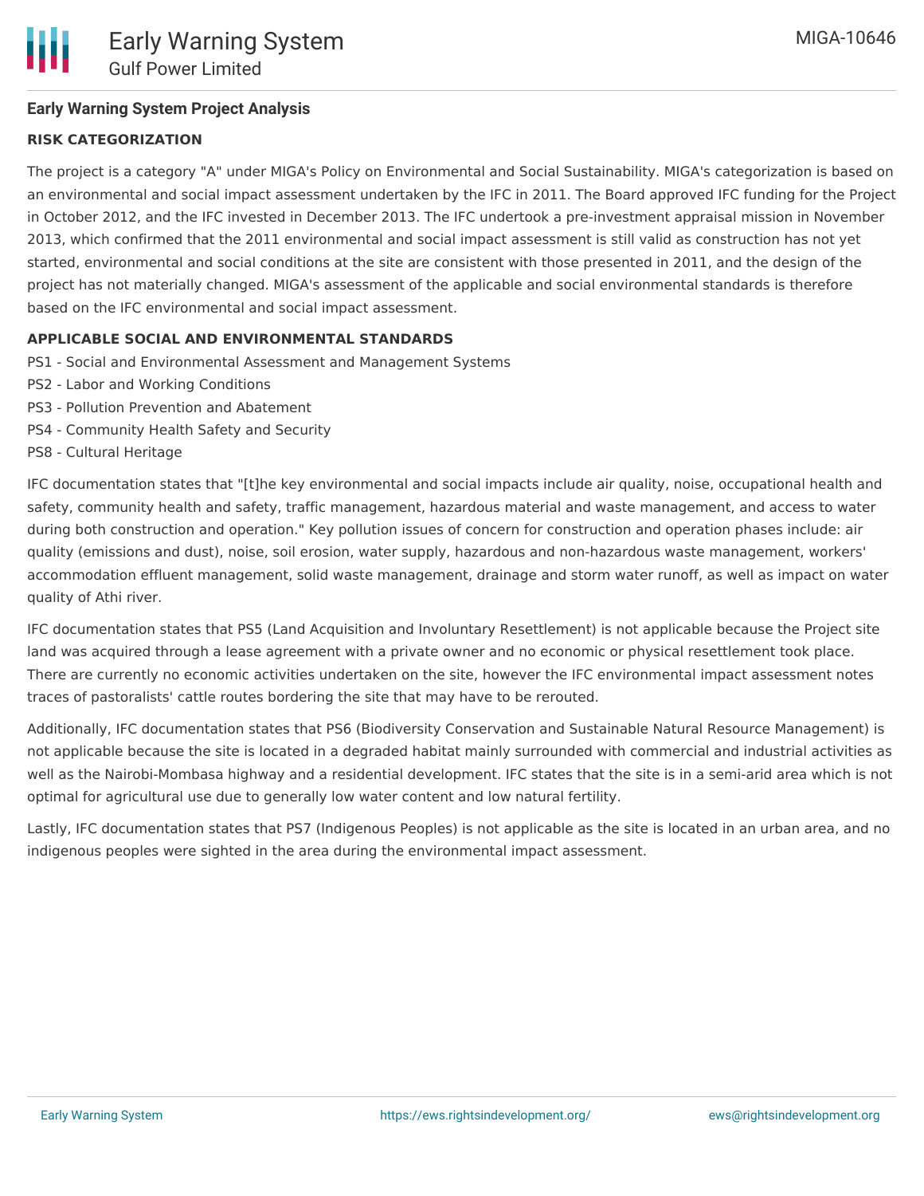## Early Warning System Project Analysis

### RISK CATEGORIZATION

The project is a category "A" under MIGA's Policy on Environmental and Social Sustainability. MIGA's categorization is based on an environmental and social impact assessment undertaken by the IFC in 2011. The Board approved IFC funding for the Project in October 2012, and the IFC invested in December 2013. The IFC undertook a pre-investment appraisal mission in November 2013, which confirmed that the 2011 environmental and social impact assessment is still valid as construction has not yet started, environmental and social conditions at the site are consistent with those presented in 2011, and the design of the project has not materially changed. MIGA's assessment of the applicable and social environmental standards is therefore based on the IFC environmental and social impact assessment.

### APPLICABLE SOCIAL AND ENVIRONMENTAL STANDARDS

PS1 - Social and Environmental Assessment and Management Systems
PS2 - Labor and Working Conditions
PS3 - Pollution Prevention and Abatement
PS4 - Community Health Safety and Security
PS8 - Cultural Heritage

IFC documentation states that "[t]he key environmental and social impacts include air quality, noise, occupational health and safety, community health and safety, traffic management, hazardous material and waste management, and access to water during both construction and operation." Key pollution issues of concern for construction and operation phases include: air quality (emissions and dust), noise, soil erosion, water supply, hazardous and non-hazardous waste management, workers' accommodation effluent management, solid waste management, drainage and storm water runoff, as well as impact on water quality of Athi river.

IFC documentation states that PS5 (Land Acquisition and Involuntary Resettlement) is not applicable because the Project site land was acquired through a lease agreement with a private owner and no economic or physical resettlement took place. There are currently no economic activities undertaken on the site, however the IFC environmental impact assessment notes traces of pastoralists' cattle routes bordering the site that may have to be rerouted.

Additionally, IFC documentation states that PS6 (Biodiversity Conservation and Sustainable Natural Resource Management) is not applicable because the site is located in a degraded habitat mainly surrounded with commercial and industrial activities as well as the Nairobi-Mombasa highway and a residential development. IFC states that the site is in a semi-arid area which is not optimal for agricultural use due to generally low water content and low natural fertility.

Lastly, IFC documentation states that PS7 (Indigenous Peoples) is not applicable as the site is located in an urban area, and no indigenous peoples were sighted in the area during the environmental impact assessment.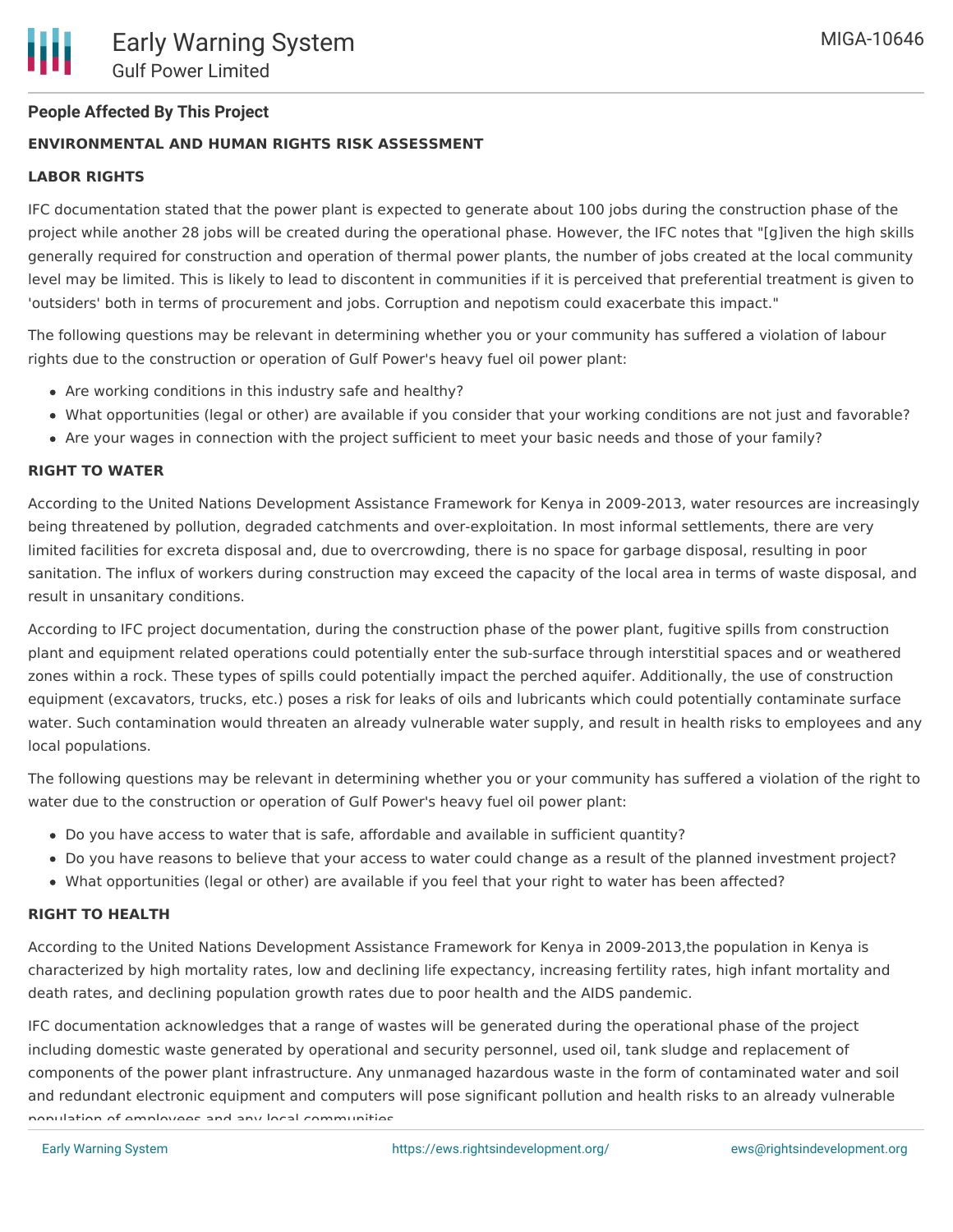### People Affected By This Project

#### ENVIRONMENTAL AND HUMAN RIGHTS RISK ASSESSMENT

#### LABOR RIGHTS

IFC documentation stated that the power plant is expected to generate about 100 jobs during the construction phase of the project while another 28 jobs will be created during the operational phase. However, the IFC notes that "[g]iven the high skills generally required for construction and operation of thermal power plants, the number of jobs created at the local community level may be limited. This is likely to lead to discontent in communities if it is perceived that preferential treatment is given to 'outsiders' both in terms of procurement and jobs. Corruption and nepotism could exacerbate this impact."

The following questions may be relevant in determining whether you or your community has suffered a violation of labour rights due to the construction or operation of Gulf Power's heavy fuel oil power plant:

- Are working conditions in this industry safe and healthy?
- What opportunities (legal or other) are available if you consider that your working conditions are not just and favorable?
- Are your wages in connection with the project sufficient to meet your basic needs and those of your family?

#### RIGHT TO WATER

According to the United Nations Development Assistance Framework for Kenya in 2009-2013, water resources are increasingly being threatened by pollution, degraded catchments and over-exploitation. In most informal settlements, there are very limited facilities for excreta disposal and, due to overcrowding, there is no space for garbage disposal, resulting in poor sanitation. The influx of workers during construction may exceed the capacity of the local area in terms of waste disposal, and result in unsanitary conditions.

According to IFC project documentation, during the construction phase of the power plant, fugitive spills from construction plant and equipment related operations could potentially enter the sub-surface through interstitial spaces and or weathered zones within a rock. These types of spills could potentially impact the perched aquifer. Additionally, the use of construction equipment (excavators, trucks, etc.) poses a risk for leaks of oils and lubricants which could potentially contaminate surface water. Such contamination would threaten an already vulnerable water supply, and result in health risks to employees and any local populations.

The following questions may be relevant in determining whether you or your community has suffered a violation of the right to water due to the construction or operation of Gulf Power's heavy fuel oil power plant:

- Do you have access to water that is safe, affordable and available in sufficient quantity?
- Do you have reasons to believe that your access to water could change as a result of the planned investment project?
- What opportunities (legal or other) are available if you feel that your right to water has been affected?

#### RIGHT TO HEALTH

According to the United Nations Development Assistance Framework for Kenya in 2009-2013,the population in Kenya is characterized by high mortality rates, low and declining life expectancy, increasing fertility rates, high infant mortality and death rates, and declining population growth rates due to poor health and the AIDS pandemic.

IFC documentation acknowledges that a range of wastes will be generated during the operational phase of the project including domestic waste generated by operational and security personnel, used oil, tank sludge and replacement of components of the power plant infrastructure. Any unmanaged hazardous waste in the form of contaminated water and soil and redundant electronic equipment and computers will pose significant pollution and health risks to an already vulnerable population of employees and any local communities.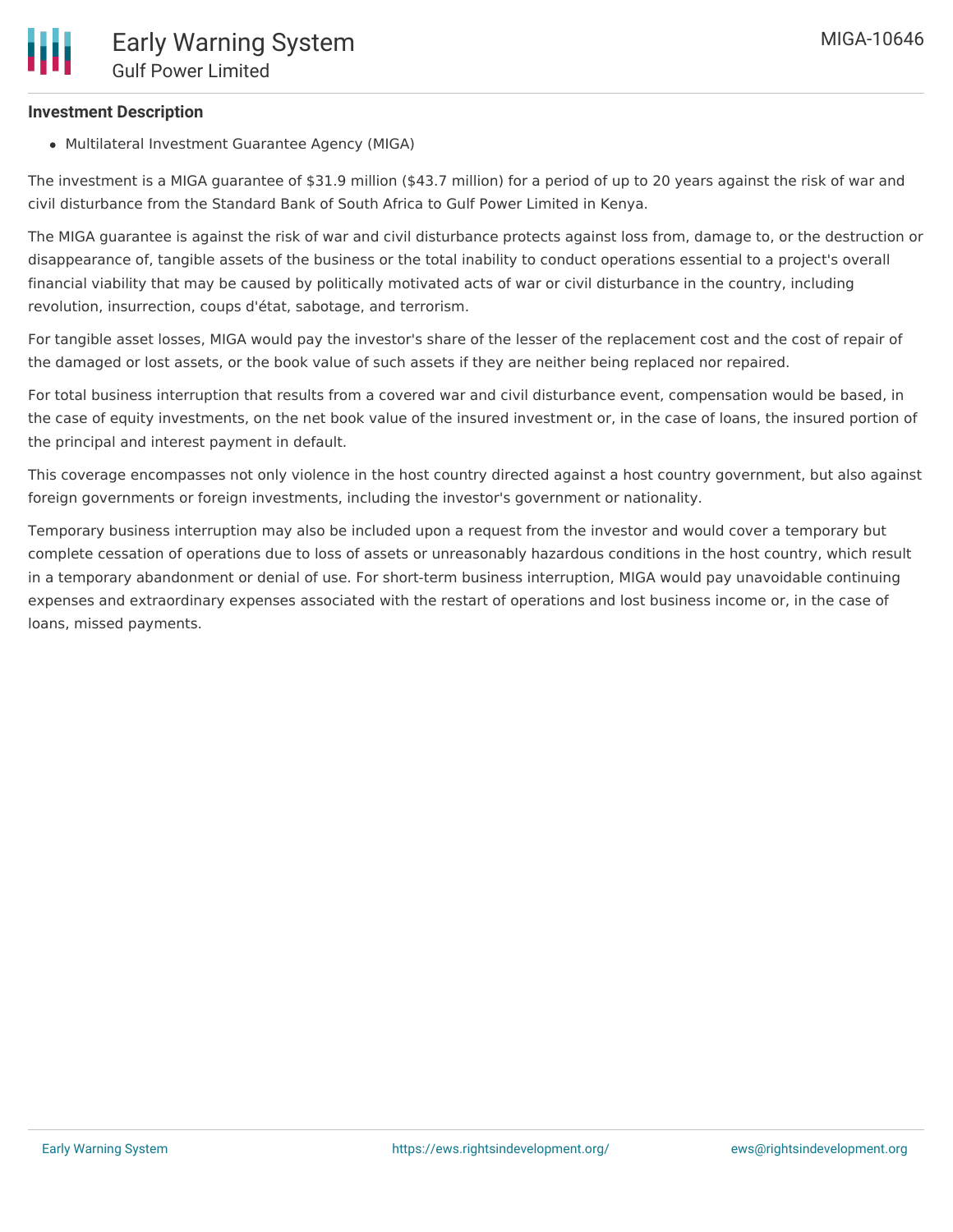**Investment Description**

- Multilateral Investment Guarantee Agency (MIGA)

The investment is a MIGA guarantee of $31.9 million ($43.7 million) for a period of up to 20 years against the risk of war and civil disturbance from the Standard Bank of South Africa to Gulf Power Limited in Kenya.

The MIGA guarantee is against the risk of war and civil disturbance protects against loss from, damage to, or the destruction or disappearance of, tangible assets of the business or the total inability to conduct operations essential to a project's overall financial viability that may be caused by politically motivated acts of war or civil disturbance in the country, including revolution, insurrection, coups d'état, sabotage, and terrorism.

For tangible asset losses, MIGA would pay the investor's share of the lesser of the replacement cost and the cost of repair of the damaged or lost assets, or the book value of such assets if they are neither being replaced nor repaired.

For total business interruption that results from a covered war and civil disturbance event, compensation would be based, in the case of equity investments, on the net book value of the insured investment or, in the case of loans, the insured portion of the principal and interest payment in default.

This coverage encompasses not only violence in the host country directed against a host country government, but also against foreign governments or foreign investments, including the investor's government or nationality.

Temporary business interruption may also be included upon a request from the investor and would cover a temporary but complete cessation of operations due to loss of assets or unreasonably hazardous conditions in the host country, which result in a temporary abandonment or denial of use. For short-term business interruption, MIGA would pay unavoidable continuing expenses and extraordinary expenses associated with the restart of operations and lost business income or, in the case of loans, missed payments.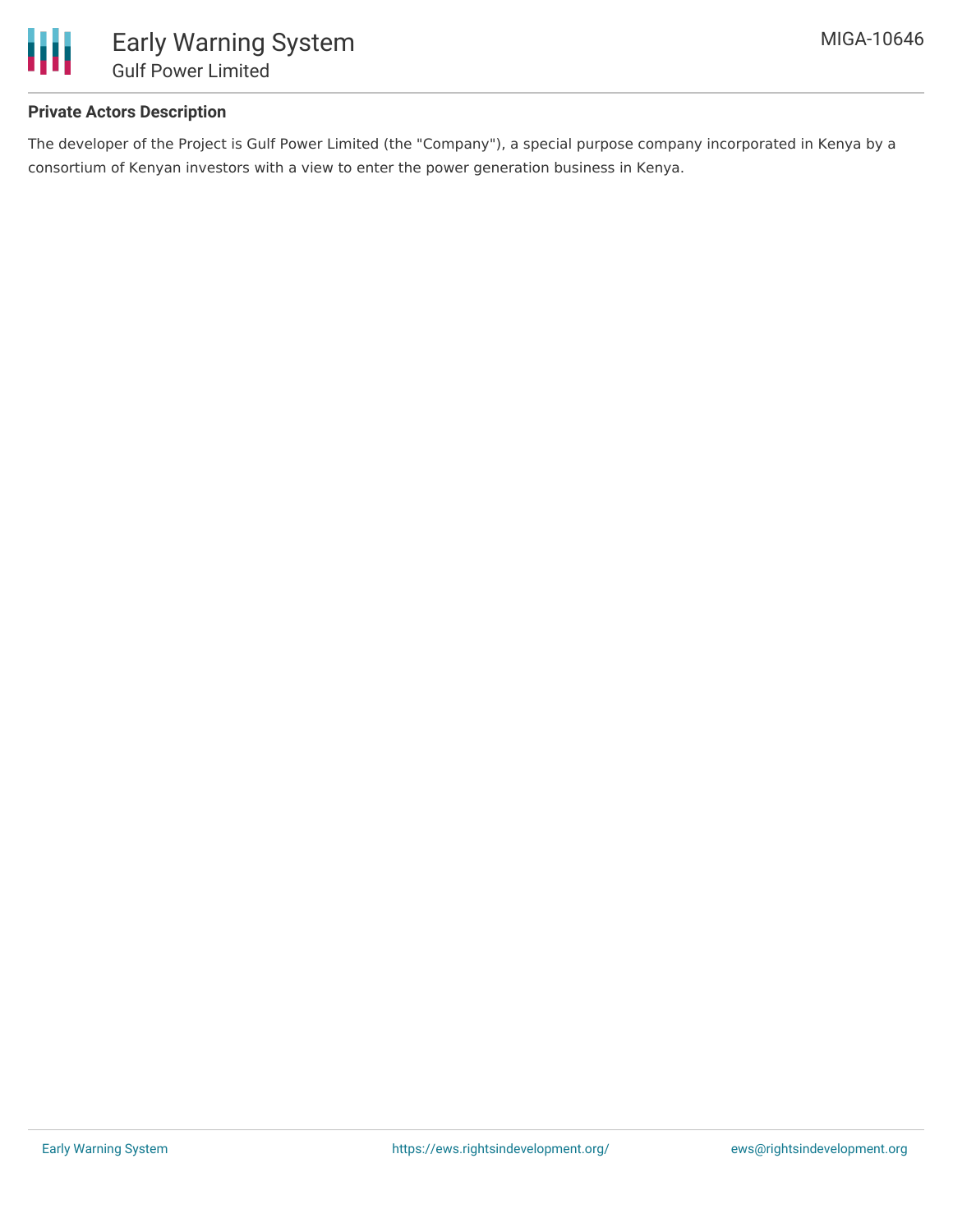## Private Actors Description

The developer of the Project is Gulf Power Limited (the "Company"), a special purpose company incorporated in Kenya by a consortium of Kenyan investors with a view to enter the power generation business in Kenya.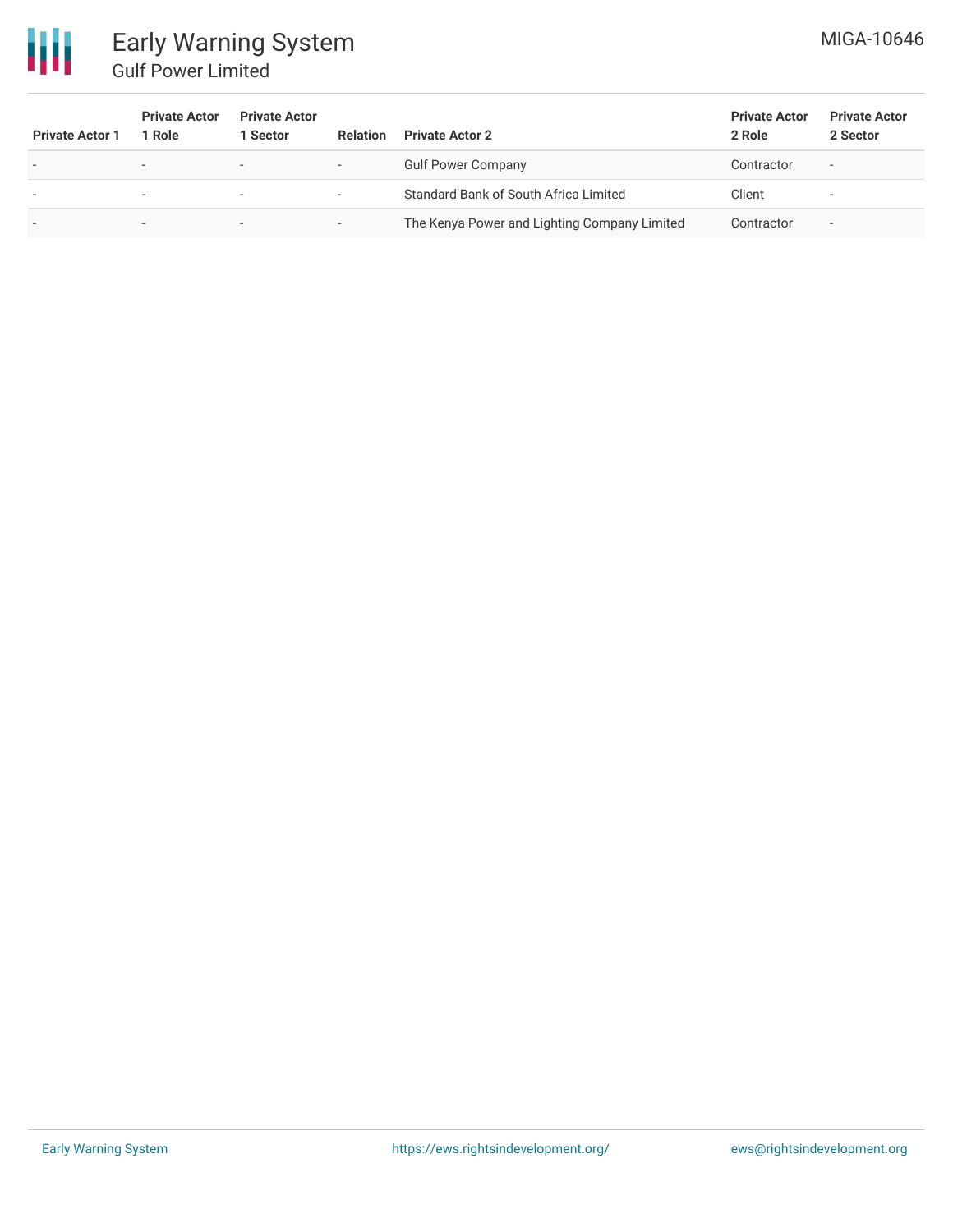| Private Actor 1 | Private Actor 1 Role | Private Actor 1 Sector | Relation | Private Actor 2 | Private Actor 2 Role | Private Actor 2 Sector |
|---|---|---|---|---|---|---|
| - | - | - | - | Gulf Power Company | Contractor | - |
| - | - | - | - | Standard Bank of South Africa Limited | Client | - |
| - | - | - | - | The Kenya Power and Lighting Company Limited | Contractor | - |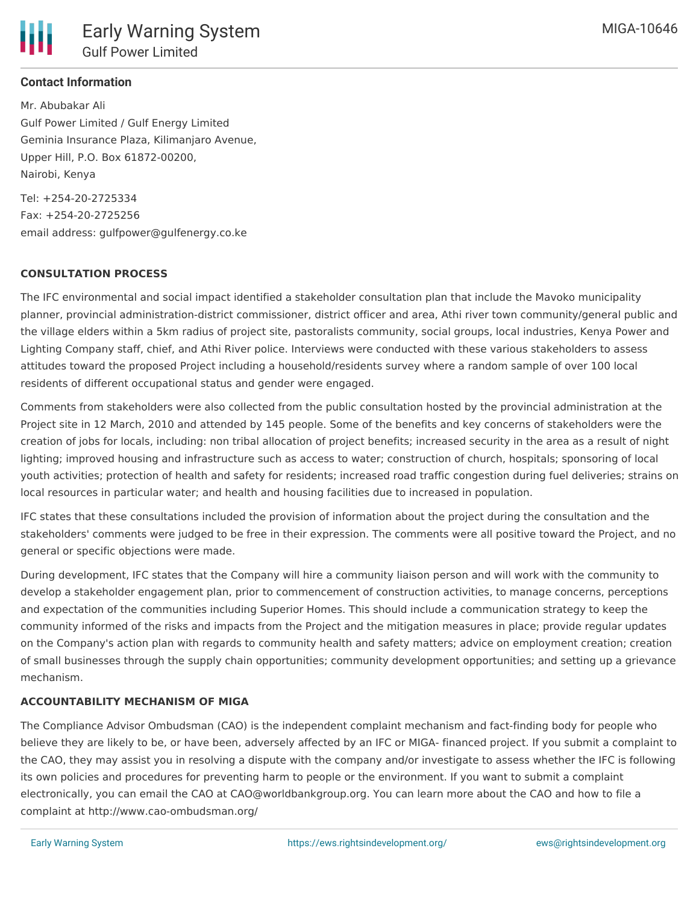#### Contact Information

Mr. Abubakar Ali
Gulf Power Limited / Gulf Energy Limited
Geminia Insurance Plaza, Kilimanjaro Avenue,
Upper Hill, P.O. Box 61872-00200,
Nairobi, Kenya

Tel: +254-20-2725334
Fax: +254-20-2725256
email address: gulfpower@gulfenergy.co.ke

#### CONSULTATION PROCESS

The IFC environmental and social impact identified a stakeholder consultation plan that include the Mavoko municipality planner, provincial administration-district commissioner, district officer and area, Athi river town community/general public and the village elders within a 5km radius of project site, pastoralists community, social groups, local industries, Kenya Power and Lighting Company staff, chief, and Athi River police. Interviews were conducted with these various stakeholders to assess attitudes toward the proposed Project including a household/residents survey where a random sample of over 100 local residents of different occupational status and gender were engaged.

Comments from stakeholders were also collected from the public consultation hosted by the provincial administration at the Project site in 12 March, 2010 and attended by 145 people. Some of the benefits and key concerns of stakeholders were the creation of jobs for locals, including: non tribal allocation of project benefits; increased security in the area as a result of night lighting; improved housing and infrastructure such as access to water; construction of church, hospitals; sponsoring of local youth activities; protection of health and safety for residents; increased road traffic congestion during fuel deliveries; strains on local resources in particular water; and health and housing facilities due to increased in population.

IFC states that these consultations included the provision of information about the project during the consultation and the stakeholders' comments were judged to be free in their expression. The comments were all positive toward the Project, and no general or specific objections were made.

During development, IFC states that the Company will hire a community liaison person and will work with the community to develop a stakeholder engagement plan, prior to commencement of construction activities, to manage concerns, perceptions and expectation of the communities including Superior Homes. This should include a communication strategy to keep the community informed of the risks and impacts from the Project and the mitigation measures in place; provide regular updates on the Company's action plan with regards to community health and safety matters; advice on employment creation; creation of small businesses through the supply chain opportunities; community development opportunities; and setting up a grievance mechanism.

#### ACCOUNTABILITY MECHANISM OF MIGA

The Compliance Advisor Ombudsman (CAO) is the independent complaint mechanism and fact-finding body for people who believe they are likely to be, or have been, adversely affected by an IFC or MIGA- financed project. If you submit a complaint to the CAO, they may assist you in resolving a dispute with the company and/or investigate to assess whether the IFC is following its own policies and procedures for preventing harm to people or the environment. If you want to submit a complaint electronically, you can email the CAO at CAO@worldbankgroup.org. You can learn more about the CAO and how to file a complaint at http://www.cao-ombudsman.org/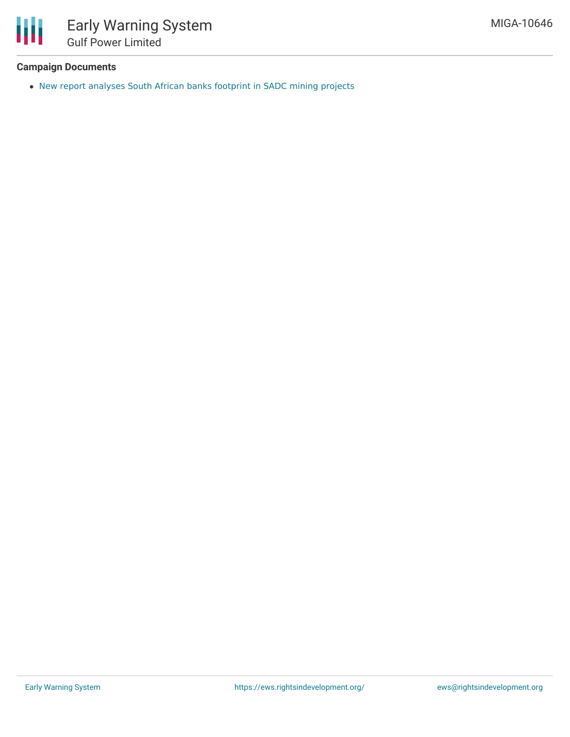**Campaign Documents**

- New report analyses South African banks footprint in SADC mining projects